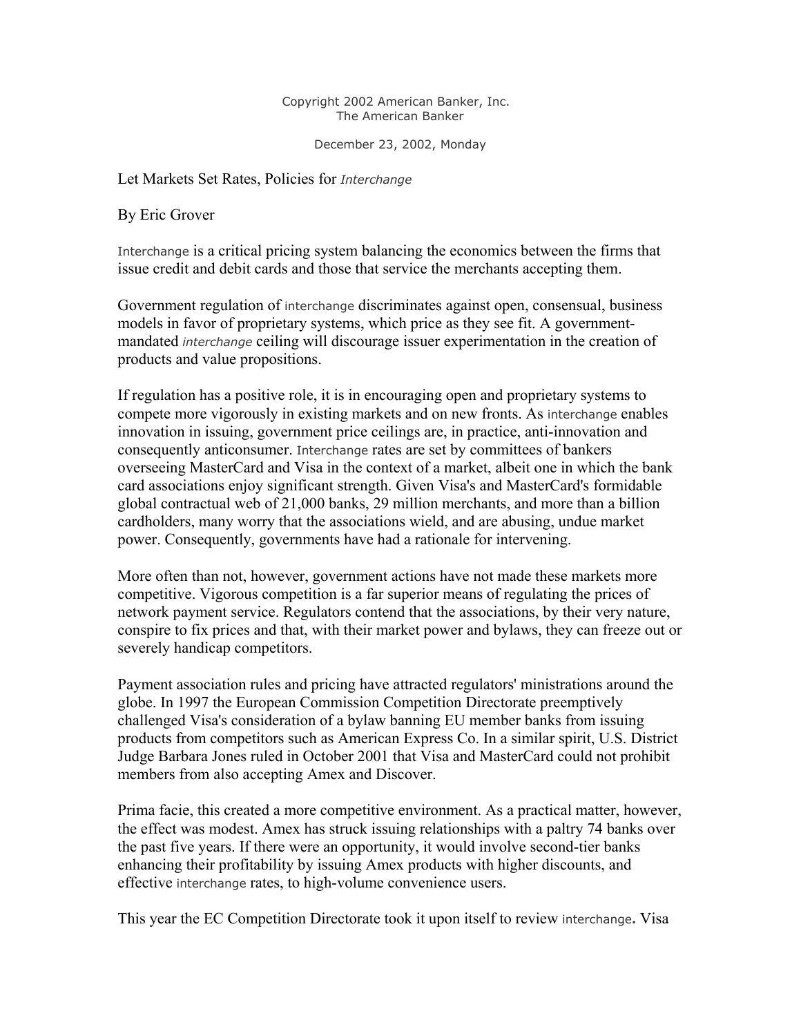Copyright 2002 American Banker, Inc.
The American Banker

December 23, 2002, Monday

# Let Markets Set Rates, Policies for *Interchange*

By Eric Grover

Interchange is a critical pricing system balancing the economics between the firms that issue credit and debit cards and those that service the merchants accepting them.

Government regulation of interchange discriminates against open, consensual, business models in favor of proprietary systems, which price as they see fit. A government-mandated *interchange* ceiling will discourage issuer experimentation in the creation of products and value propositions.

If regulation has a positive role, it is in encouraging open and proprietary systems to compete more vigorously in existing markets and on new fronts. As interchange enables innovation in issuing, government price ceilings are, in practice, anti-innovation and consequently anticonsumer. Interchange rates are set by committees of bankers overseeing MasterCard and Visa in the context of a market, albeit one in which the bank card associations enjoy significant strength. Given Visa's and MasterCard's formidable global contractual web of 21,000 banks, 29 million merchants, and more than a billion cardholders, many worry that the associations wield, and are abusing, undue market power. Consequently, governments have had a rationale for intervening.

More often than not, however, government actions have not made these markets more competitive. Vigorous competition is a far superior means of regulating the prices of network payment service. Regulators contend that the associations, by their very nature, conspire to fix prices and that, with their market power and bylaws, they can freeze out or severely handicap competitors.

Payment association rules and pricing have attracted regulators' ministrations around the globe. In 1997 the European Commission Competition Directorate preemptively challenged Visa's consideration of a bylaw banning EU member banks from issuing products from competitors such as American Express Co. In a similar spirit, U.S. District Judge Barbara Jones ruled in October 2001 that Visa and MasterCard could not prohibit members from also accepting Amex and Discover.

Prima facie, this created a more competitive environment. As a practical matter, however, the effect was modest. Amex has struck issuing relationships with a paltry 74 banks over the past five years. If there were an opportunity, it would involve second-tier banks enhancing their profitability by issuing Amex products with higher discounts, and effective interchange rates, to high-volume convenience users.

This year the EC Competition Directorate took it upon itself to review interchange**.** Visa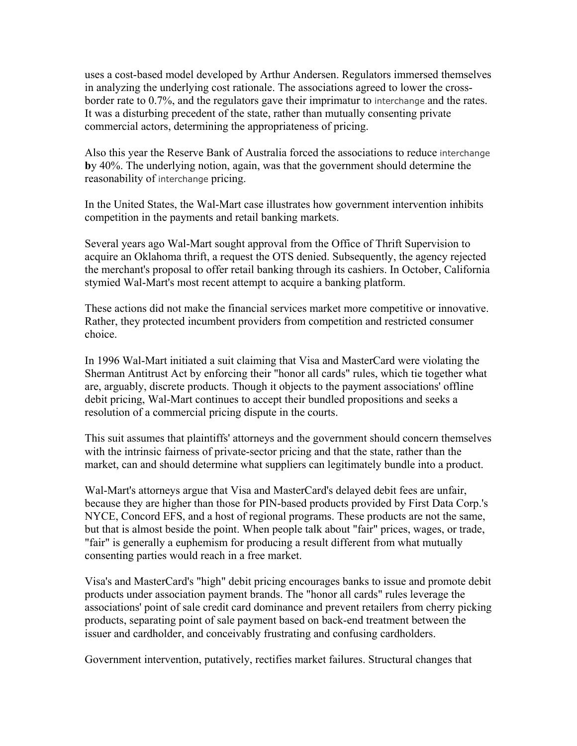uses a cost-based model developed by Arthur Andersen. Regulators immersed themselves in analyzing the underlying cost rationale. The associations agreed to lower the cross-border rate to 0.7%, and the regulators gave their imprimatur to interchange and the rates. It was a disturbing precedent of the state, rather than mutually consenting private commercial actors, determining the appropriateness of pricing.

Also this year the Reserve Bank of Australia forced the associations to reduce interchange **b**y 40%. The underlying notion, again, was that the government should determine the reasonability of interchange pricing.

In the United States, the Wal-Mart case illustrates how government intervention inhibits competition in the payments and retail banking markets.

Several years ago Wal-Mart sought approval from the Office of Thrift Supervision to acquire an Oklahoma thrift, a request the OTS denied. Subsequently, the agency rejected the merchant's proposal to offer retail banking through its cashiers. In October, California stymied Wal-Mart's most recent attempt to acquire a banking platform.

These actions did not make the financial services market more competitive or innovative. Rather, they protected incumbent providers from competition and restricted consumer choice.

In 1996 Wal-Mart initiated a suit claiming that Visa and MasterCard were violating the Sherman Antitrust Act by enforcing their "honor all cards" rules, which tie together what are, arguably, discrete products. Though it objects to the payment associations' offline debit pricing, Wal-Mart continues to accept their bundled propositions and seeks a resolution of a commercial pricing dispute in the courts.

This suit assumes that plaintiffs' attorneys and the government should concern themselves with the intrinsic fairness of private-sector pricing and that the state, rather than the market, can and should determine what suppliers can legitimately bundle into a product.

Wal-Mart's attorneys argue that Visa and MasterCard's delayed debit fees are unfair, because they are higher than those for PIN-based products provided by First Data Corp.'s NYCE, Concord EFS, and a host of regional programs. These products are not the same, but that is almost beside the point. When people talk about "fair" prices, wages, or trade, "fair" is generally a euphemism for producing a result different from what mutually consenting parties would reach in a free market.

Visa's and MasterCard's "high" debit pricing encourages banks to issue and promote debit products under association payment brands. The "honor all cards" rules leverage the associations' point of sale credit card dominance and prevent retailers from cherry picking products, separating point of sale payment based on back-end treatment between the issuer and cardholder, and conceivably frustrating and confusing cardholders.

Government intervention, putatively, rectifies market failures. Structural changes that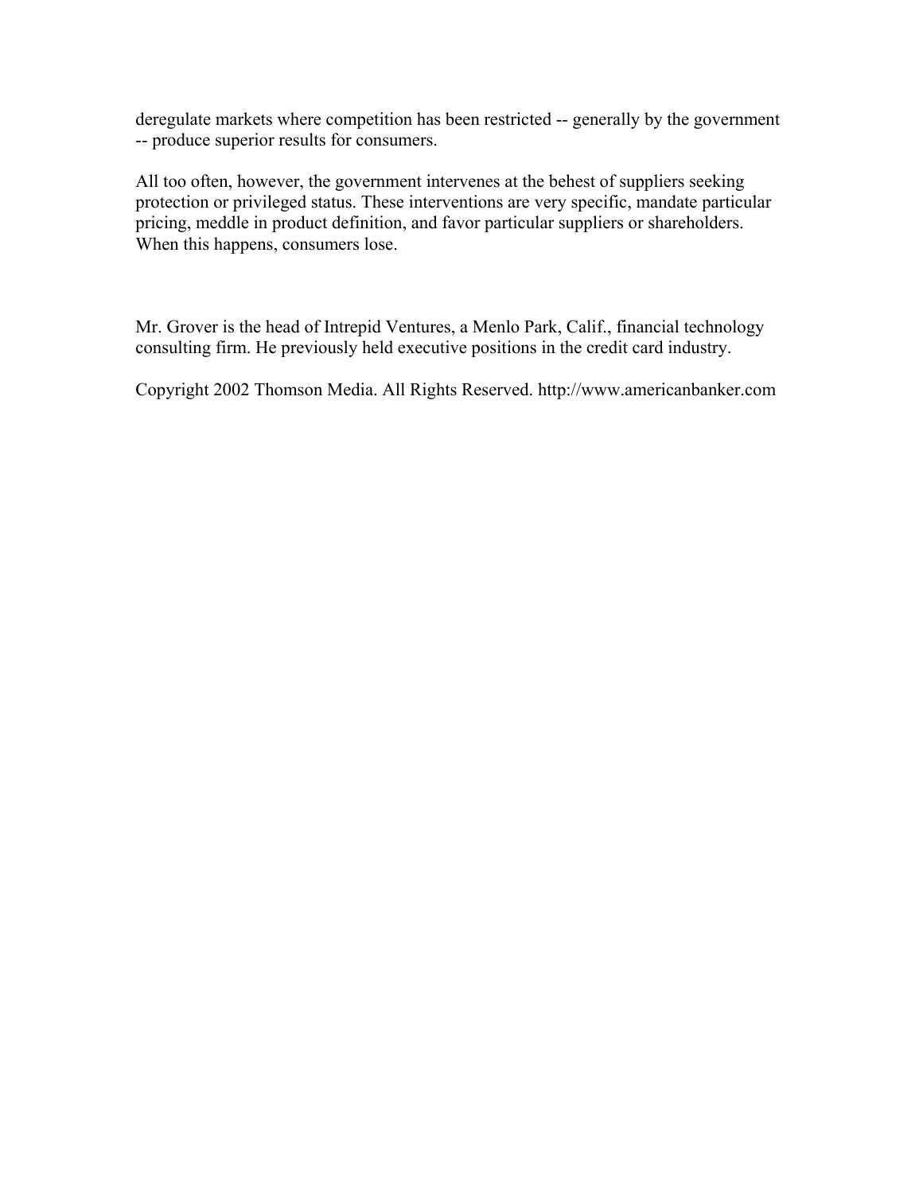deregulate markets where competition has been restricted -- generally by the government -- produce superior results for consumers.

All too often, however, the government intervenes at the behest of suppliers seeking protection or privileged status. These interventions are very specific, mandate particular pricing, meddle in product definition, and favor particular suppliers or shareholders. When this happens, consumers lose.

Mr. Grover is the head of Intrepid Ventures, a Menlo Park, Calif., financial technology consulting firm. He previously held executive positions in the credit card industry.

Copyright 2002 Thomson Media. All Rights Reserved. http://www.americanbanker.com